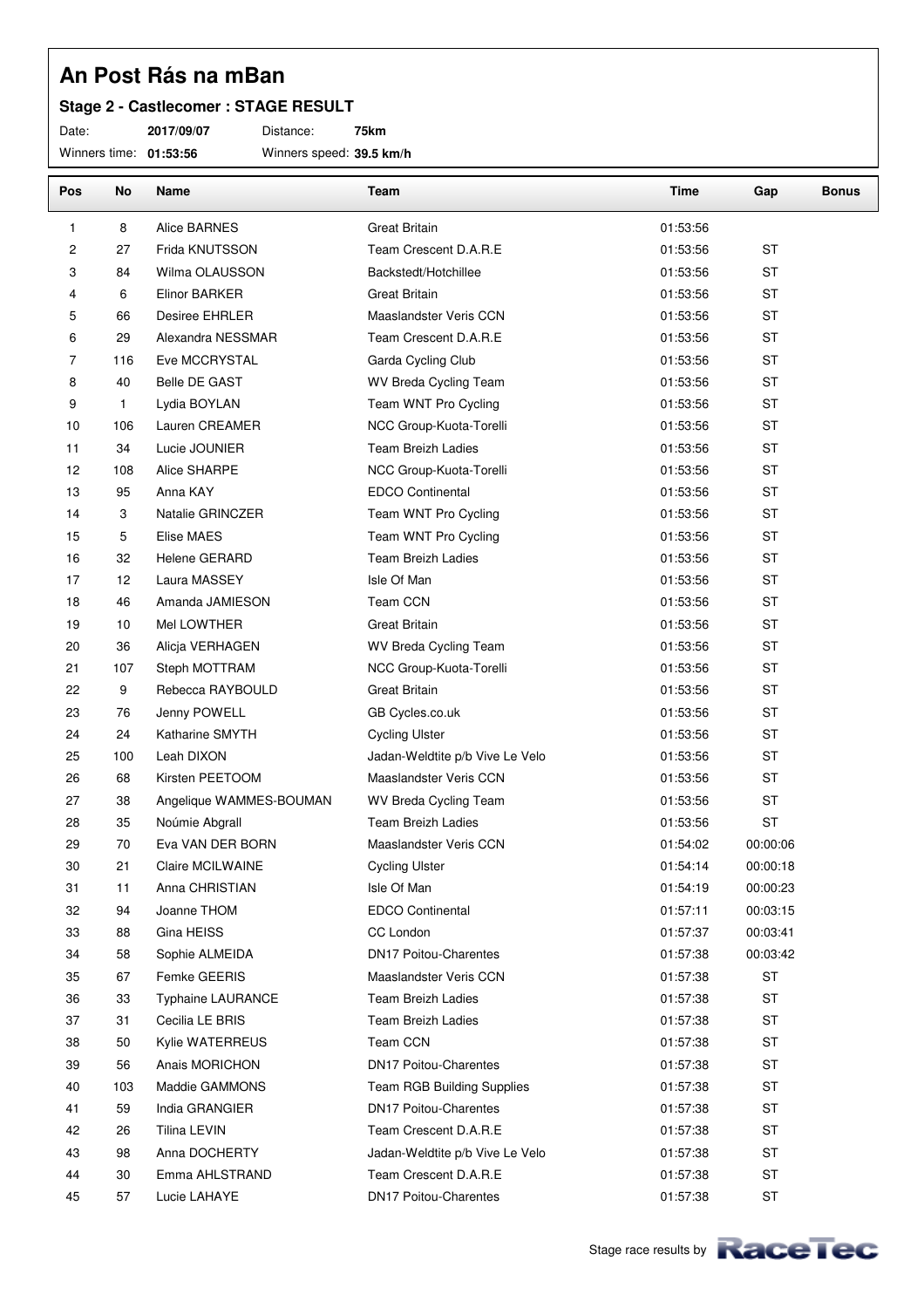# An Post Rás na mBan

## Stage 2 - Castlecomer : STAGE RESULT

Date: **2017/09/07** Distance: **75km**

Winners time: **01:53:56** Winners speed: **39.5 km/h**

| Pos | No | Name | Team | Time | Gap | Bonus |
|---|---|---|---|---|---|---|
| 1 | 8 | Alice BARNES | Great Britain | 01:53:56 | | |
| 2 | 27 | Frida KNUTSSON | Team Crescent D.A.R.E | 01:53:56 | ST | |
| 3 | 84 | Wilma OLAUSSON | Backstedt/Hotchillee | 01:53:56 | ST | |
| 4 | 6 | Elinor BARKER | Great Britain | 01:53:56 | ST | |
| 5 | 66 | Desiree EHRLER | Maaslandster Veris CCN | 01:53:56 | ST | |
| 6 | 29 | Alexandra NESSMAR | Team Crescent D.A.R.E | 01:53:56 | ST | |
| 7 | 116 | Eve MCCRYSTAL | Garda Cycling Club | 01:53:56 | ST | |
| 8 | 40 | Belle DE GAST | WV Breda Cycling Team | 01:53:56 | ST | |
| 9 | 1 | Lydia BOYLAN | Team WNT Pro Cycling | 01:53:56 | ST | |
| 10 | 106 | Lauren CREAMER | NCC Group-Kuota-Torelli | 01:53:56 | ST | |
| 11 | 34 | Lucie JOUNIER | Team Breizh Ladies | 01:53:56 | ST | |
| 12 | 108 | Alice SHARPE | NCC Group-Kuota-Torelli | 01:53:56 | ST | |
| 13 | 95 | Anna KAY | EDCO Continental | 01:53:56 | ST | |
| 14 | 3 | Natalie GRINCZER | Team WNT Pro Cycling | 01:53:56 | ST | |
| 15 | 5 | Elise MAES | Team WNT Pro Cycling | 01:53:56 | ST | |
| 16 | 32 | Helene GERARD | Team Breizh Ladies | 01:53:56 | ST | |
| 17 | 12 | Laura MASSEY | Isle Of Man | 01:53:56 | ST | |
| 18 | 46 | Amanda JAMIESON | Team CCN | 01:53:56 | ST | |
| 19 | 10 | Mel LOWTHER | Great Britain | 01:53:56 | ST | |
| 20 | 36 | Alicja VERHAGEN | WV Breda Cycling Team | 01:53:56 | ST | |
| 21 | 107 | Steph MOTTRAM | NCC Group-Kuota-Torelli | 01:53:56 | ST | |
| 22 | 9 | Rebecca RAYBOULD | Great Britain | 01:53:56 | ST | |
| 23 | 76 | Jenny POWELL | GB Cycles.co.uk | 01:53:56 | ST | |
| 24 | 24 | Katharine SMYTH | Cycling Ulster | 01:53:56 | ST | |
| 25 | 100 | Leah DIXON | Jadan-Weldtite p/b Vive Le Velo | 01:53:56 | ST | |
| 26 | 68 | Kirsten PEETOOM | Maaslandster Veris CCN | 01:53:56 | ST | |
| 27 | 38 | Angelique WAMMES-BOUMAN | WV Breda Cycling Team | 01:53:56 | ST | |
| 28 | 35 | Noúmie Abgrall | Team Breizh Ladies | 01:53:56 | ST | |
| 29 | 70 | Eva VAN DER BORN | Maaslandster Veris CCN | 01:54:02 | 00:00:06 | |
| 30 | 21 | Claire MCILWAINE | Cycling Ulster | 01:54:14 | 00:00:18 | |
| 31 | 11 | Anna CHRISTIAN | Isle Of Man | 01:54:19 | 00:00:23 | |
| 32 | 94 | Joanne THOM | EDCO Continental | 01:57:11 | 00:03:15 | |
| 33 | 88 | Gina HEISS | CC London | 01:57:37 | 00:03:41 | |
| 34 | 58 | Sophie ALMEIDA | DN17 Poitou-Charentes | 01:57:38 | 00:03:42 | |
| 35 | 67 | Femke GEERIS | Maaslandster Veris CCN | 01:57:38 | ST | |
| 36 | 33 | Typhaine LAURANCE | Team Breizh Ladies | 01:57:38 | ST | |
| 37 | 31 | Cecilia LE BRIS | Team Breizh Ladies | 01:57:38 | ST | |
| 38 | 50 | Kylie WATERREUS | Team CCN | 01:57:38 | ST | |
| 39 | 56 | Anais MORICHON | DN17 Poitou-Charentes | 01:57:38 | ST | |
| 40 | 103 | Maddie GAMMONS | Team RGB Building Supplies | 01:57:38 | ST | |
| 41 | 59 | India GRANGIER | DN17 Poitou-Charentes | 01:57:38 | ST | |
| 42 | 26 | Tilina LEVIN | Team Crescent D.A.R.E | 01:57:38 | ST | |
| 43 | 98 | Anna DOCHERTY | Jadan-Weldtite p/b Vive Le Velo | 01:57:38 | ST | |
| 44 | 30 | Emma AHLSTRAND | Team Crescent D.A.R.E | 01:57:38 | ST | |
| 45 | 57 | Lucie LAHAYE | DN17 Poitou-Charentes | 01:57:38 | ST | |

Stage race results by RaceTec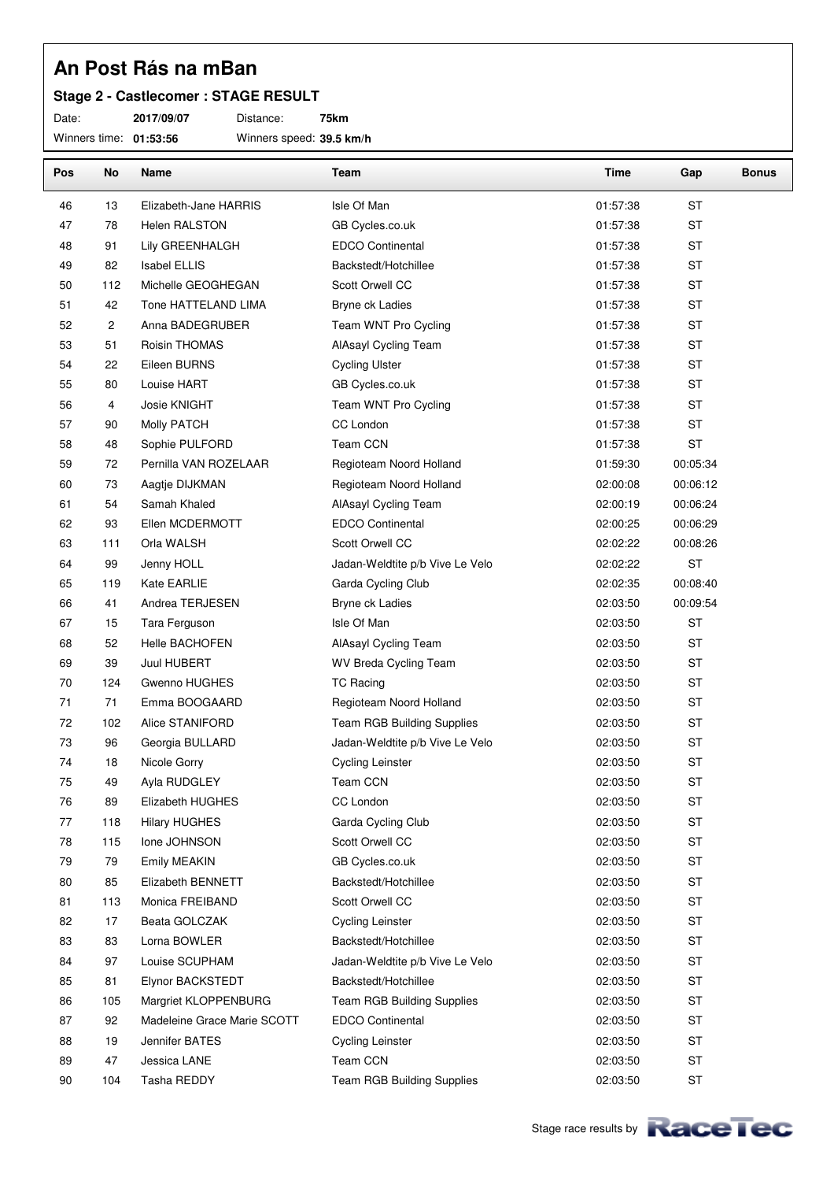# An Post Rás na mBan

## Stage 2 - Castlecomer : STAGE RESULT

Date: **2017/09/07** Distance: **75km**

Winners time: **01:53:56** Winners speed: **39.5 km/h**

| Pos | No | Name | Team | Time | Gap | Bonus |
|---|---|---|---|---|---|---|
| 46 | 13 | Elizabeth-Jane HARRIS | Isle Of Man | 01:57:38 | ST | |
| 47 | 78 | Helen RALSTON | GB Cycles.co.uk | 01:57:38 | ST | |
| 48 | 91 | Lily GREENHALGH | EDCO Continental | 01:57:38 | ST | |
| 49 | 82 | Isabel ELLIS | Backstedt/Hotchillee | 01:57:38 | ST | |
| 50 | 112 | Michelle GEOGHEGAN | Scott Orwell CC | 01:57:38 | ST | |
| 51 | 42 | Tone HATTELAND LIMA | Bryne ck Ladies | 01:57:38 | ST | |
| 52 | 2 | Anna BADEGRUBER | Team WNT Pro Cycling | 01:57:38 | ST | |
| 53 | 51 | Roisin THOMAS | AlAsayl Cycling Team | 01:57:38 | ST | |
| 54 | 22 | Eileen BURNS | Cycling Ulster | 01:57:38 | ST | |
| 55 | 80 | Louise HART | GB Cycles.co.uk | 01:57:38 | ST | |
| 56 | 4 | Josie KNIGHT | Team WNT Pro Cycling | 01:57:38 | ST | |
| 57 | 90 | Molly PATCH | CC London | 01:57:38 | ST | |
| 58 | 48 | Sophie PULFORD | Team CCN | 01:57:38 | ST | |
| 59 | 72 | Pernilla VAN ROZELAAR | Regioteam Noord Holland | 01:59:30 | 00:05:34 | |
| 60 | 73 | Aagtje DIJKMAN | Regioteam Noord Holland | 02:00:08 | 00:06:12 | |
| 61 | 54 | Samah Khaled | AlAsayl Cycling Team | 02:00:19 | 00:06:24 | |
| 62 | 93 | Ellen MCDERMOTT | EDCO Continental | 02:00:25 | 00:06:29 | |
| 63 | 111 | Orla WALSH | Scott Orwell CC | 02:02:22 | 00:08:26 | |
| 64 | 99 | Jenny HOLL | Jadan-Weldtite p/b Vive Le Velo | 02:02:22 | ST | |
| 65 | 119 | Kate EARLIE | Garda Cycling Club | 02:02:35 | 00:08:40 | |
| 66 | 41 | Andrea TERJESEN | Bryne ck Ladies | 02:03:50 | 00:09:54 | |
| 67 | 15 | Tara Ferguson | Isle Of Man | 02:03:50 | ST | |
| 68 | 52 | Helle BACHOFEN | AlAsayl Cycling Team | 02:03:50 | ST | |
| 69 | 39 | Juul HUBERT | WV Breda Cycling Team | 02:03:50 | ST | |
| 70 | 124 | Gwenno HUGHES | TC Racing | 02:03:50 | ST | |
| 71 | 71 | Emma BOOGAARD | Regioteam Noord Holland | 02:03:50 | ST | |
| 72 | 102 | Alice STANIFORD | Team RGB Building Supplies | 02:03:50 | ST | |
| 73 | 96 | Georgia BULLARD | Jadan-Weldtite p/b Vive Le Velo | 02:03:50 | ST | |
| 74 | 18 | Nicole Gorry | Cycling Leinster | 02:03:50 | ST | |
| 75 | 49 | Ayla RUDGLEY | Team CCN | 02:03:50 | ST | |
| 76 | 89 | Elizabeth HUGHES | CC London | 02:03:50 | ST | |
| 77 | 118 | Hilary HUGHES | Garda Cycling Club | 02:03:50 | ST | |
| 78 | 115 | Ione JOHNSON | Scott Orwell CC | 02:03:50 | ST | |
| 79 | 79 | Emily MEAKIN | GB Cycles.co.uk | 02:03:50 | ST | |
| 80 | 85 | Elizabeth BENNETT | Backstedt/Hotchillee | 02:03:50 | ST | |
| 81 | 113 | Monica FREIBAND | Scott Orwell CC | 02:03:50 | ST | |
| 82 | 17 | Beata GOLCZAK | Cycling Leinster | 02:03:50 | ST | |
| 83 | 83 | Lorna BOWLER | Backstedt/Hotchillee | 02:03:50 | ST | |
| 84 | 97 | Louise SCUPHAM | Jadan-Weldtite p/b Vive Le Velo | 02:03:50 | ST | |
| 85 | 81 | Elynor BACKSTEDT | Backstedt/Hotchillee | 02:03:50 | ST | |
| 86 | 105 | Margriet KLOPPENBURG | Team RGB Building Supplies | 02:03:50 | ST | |
| 87 | 92 | Madeleine Grace Marie SCOTT | EDCO Continental | 02:03:50 | ST | |
| 88 | 19 | Jennifer BATES | Cycling Leinster | 02:03:50 | ST | |
| 89 | 47 | Jessica LANE | Team CCN | 02:03:50 | ST | |
| 90 | 104 | Tasha REDDY | Team RGB Building Supplies | 02:03:50 | ST | |

Stage race results by RaceTec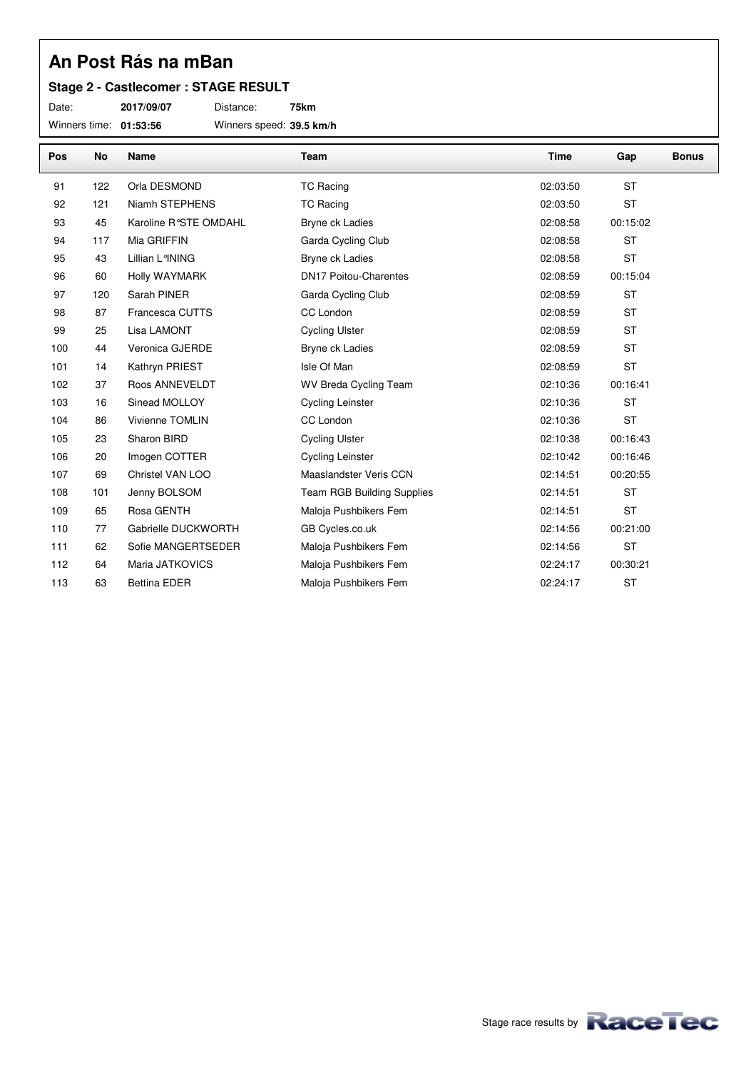# An Post Rás na mBan

### Stage 2 - Castlecomer : STAGE RESULT

Date: **2017/09/07** Distance: **75km**

Winners time: **01:53:56** Winners speed: **39.5 km/h**

| Pos | No | Name | Team | Time | Gap | Bonus |
|---|---|---|---|---|---|---|
| 91 | 122 | Orla DESMOND | TC Racing | 02:03:50 | ST | |
| 92 | 121 | Niamh STEPHENS | TC Racing | 02:03:50 | ST | |
| 93 | 45 | Karoline R°STE OMDAHL | Bryne ck Ladies | 02:08:58 | 00:15:02 | |
| 94 | 117 | Mia GRIFFIN | Garda Cycling Club | 02:08:58 | ST | |
| 95 | 43 | Lillian L°INING | Bryne ck Ladies | 02:08:58 | ST | |
| 96 | 60 | Holly WAYMARK | DN17 Poitou-Charentes | 02:08:59 | 00:15:04 | |
| 97 | 120 | Sarah PINER | Garda Cycling Club | 02:08:59 | ST | |
| 98 | 87 | Francesca CUTTS | CC London | 02:08:59 | ST | |
| 99 | 25 | Lisa LAMONT | Cycling Ulster | 02:08:59 | ST | |
| 100 | 44 | Veronica GJERDE | Bryne ck Ladies | 02:08:59 | ST | |
| 101 | 14 | Kathryn PRIEST | Isle Of Man | 02:08:59 | ST | |
| 102 | 37 | Roos ANNEVELDT | WV Breda Cycling Team | 02:10:36 | 00:16:41 | |
| 103 | 16 | Sinead MOLLOY | Cycling Leinster | 02:10:36 | ST | |
| 104 | 86 | Vivienne TOMLIN | CC London | 02:10:36 | ST | |
| 105 | 23 | Sharon BIRD | Cycling Ulster | 02:10:38 | 00:16:43 | |
| 106 | 20 | Imogen COTTER | Cycling Leinster | 02:10:42 | 00:16:46 | |
| 107 | 69 | Christel VAN LOO | Maaslandster Veris CCN | 02:14:51 | 00:20:55 | |
| 108 | 101 | Jenny BOLSOM | Team RGB Building Supplies | 02:14:51 | ST | |
| 109 | 65 | Rosa GENTH | Maloja Pushbikers Fem | 02:14:51 | ST | |
| 110 | 77 | Gabrielle DUCKWORTH | GB Cycles.co.uk | 02:14:56 | 00:21:00 | |
| 111 | 62 | Sofie MANGERTSEDER | Maloja Pushbikers Fem | 02:14:56 | ST | |
| 112 | 64 | Maria JATKOVICS | Maloja Pushbikers Fem | 02:24:17 | 00:30:21 | |
| 113 | 63 | Bettina EDER | Maloja Pushbikers Fem | 02:24:17 | ST | |

Stage race results by RaceTec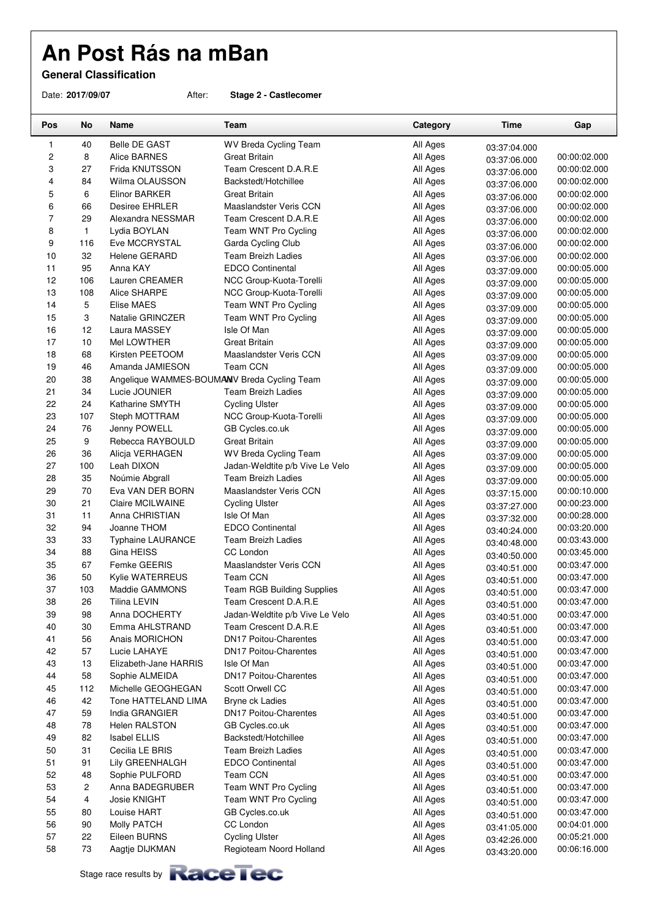# An Post Rás na mBan

**General Classification**

Date: **2017/09/07** After: **Stage 2 - Castlecomer**

| Pos | No | Name | Team | Category | Time | Gap |
|---|---|---|---|---|---|---|
| 1 | 40 | Belle DE GAST | WV Breda Cycling Team | All Ages | 03:37:04.000 | |
| 2 | 8 | Alice BARNES | Great Britain | All Ages | 03:37:06.000 | 00:00:02.000 |
| 3 | 27 | Frida KNUTSSON | Team Crescent D.A.R.E | All Ages | 03:37:06.000 | 00:00:02.000 |
| 4 | 84 | Wilma OLAUSSON | Backstedt/Hotchillee | All Ages | 03:37:06.000 | 00:00:02.000 |
| 5 | 6 | Elinor BARKER | Great Britain | All Ages | 03:37:06.000 | 00:00:02.000 |
| 6 | 66 | Desiree EHRLER | Maaslandster Veris CCN | All Ages | 03:37:06.000 | 00:00:02.000 |
| 7 | 29 | Alexandra NESSMAR | Team Crescent D.A.R.E | All Ages | 03:37:06.000 | 00:00:02.000 |
| 8 | 1 | Lydia BOYLAN | Team WNT Pro Cycling | All Ages | 03:37:06.000 | 00:00:02.000 |
| 9 | 116 | Eve MCCRYSTAL | Garda Cycling Club | All Ages | 03:37:06.000 | 00:00:02.000 |
| 10 | 32 | Helene GERARD | Team Breizh Ladies | All Ages | 03:37:06.000 | 00:00:02.000 |
| 11 | 95 | Anna KAY | EDCO Continental | All Ages | 03:37:09.000 | 00:00:05.000 |
| 12 | 106 | Lauren CREAMER | NCC Group-Kuota-Torelli | All Ages | 03:37:09.000 | 00:00:05.000 |
| 13 | 108 | Alice SHARPE | NCC Group-Kuota-Torelli | All Ages | 03:37:09.000 | 00:00:05.000 |
| 14 | 5 | Elise MAES | Team WNT Pro Cycling | All Ages | 03:37:09.000 | 00:00:05.000 |
| 15 | 3 | Natalie GRINCZER | Team WNT Pro Cycling | All Ages | 03:37:09.000 | 00:00:05.000 |
| 16 | 12 | Laura MASSEY | Isle Of Man | All Ages | 03:37:09.000 | 00:00:05.000 |
| 17 | 10 | Mel LOWTHER | Great Britain | All Ages | 03:37:09.000 | 00:00:05.000 |
| 18 | 68 | Kirsten PEETOOM | Maaslandster Veris CCN | All Ages | 03:37:09.000 | 00:00:05.000 |
| 19 | 46 | Amanda JAMIESON | Team CCN | All Ages | 03:37:09.000 | 00:00:05.000 |
| 20 | 38 | Angelique WAMMES-BOUMAN | WV Breda Cycling Team | All Ages | 03:37:09.000 | 00:00:05.000 |
| 21 | 34 | Lucie JOUNIER | Team Breizh Ladies | All Ages | 03:37:09.000 | 00:00:05.000 |
| 22 | 24 | Katharine SMYTH | Cycling Ulster | All Ages | 03:37:09.000 | 00:00:05.000 |
| 23 | 107 | Steph MOTTRAM | NCC Group-Kuota-Torelli | All Ages | 03:37:09.000 | 00:00:05.000 |
| 24 | 76 | Jenny POWELL | GB Cycles.co.uk | All Ages | 03:37:09.000 | 00:00:05.000 |
| 25 | 9 | Rebecca RAYBOULD | Great Britain | All Ages | 03:37:09.000 | 00:00:05.000 |
| 26 | 36 | Alicja VERHAGEN | WV Breda Cycling Team | All Ages | 03:37:09.000 | 00:00:05.000 |
| 27 | 100 | Leah DIXON | Jadan-Weldtite p/b Vive Le Velo | All Ages | 03:37:09.000 | 00:00:05.000 |
| 28 | 35 | Noúmie Abgrall | Team Breizh Ladies | All Ages | 03:37:09.000 | 00:00:05.000 |
| 29 | 70 | Eva VAN DER BORN | Maaslandster Veris CCN | All Ages | 03:37:15.000 | 00:00:10.000 |
| 30 | 21 | Claire MCILWAINE | Cycling Ulster | All Ages | 03:37:27.000 | 00:00:23.000 |
| 31 | 11 | Anna CHRISTIAN | Isle Of Man | All Ages | 03:37:32.000 | 00:00:28.000 |
| 32 | 94 | Joanne THOM | EDCO Continental | All Ages | 03:40:24.000 | 00:03:20.000 |
| 33 | 33 | Typhaine LAURANCE | Team Breizh Ladies | All Ages | 03:40:48.000 | 00:03:43.000 |
| 34 | 88 | Gina HEISS | CC London | All Ages | 03:40:50.000 | 00:03:45.000 |
| 35 | 67 | Femke GEERIS | Maaslandster Veris CCN | All Ages | 03:40:51.000 | 00:03:47.000 |
| 36 | 50 | Kylie WATERREUS | Team CCN | All Ages | 03:40:51.000 | 00:03:47.000 |
| 37 | 103 | Maddie GAMMONS | Team RGB Building Supplies | All Ages | 03:40:51.000 | 00:03:47.000 |
| 38 | 26 | Tilina LEVIN | Team Crescent D.A.R.E | All Ages | 03:40:51.000 | 00:03:47.000 |
| 39 | 98 | Anna DOCHERTY | Jadan-Weldtite p/b Vive Le Velo | All Ages | 03:40:51.000 | 00:03:47.000 |
| 40 | 30 | Emma AHLSTRAND | Team Crescent D.A.R.E | All Ages | 03:40:51.000 | 00:03:47.000 |
| 41 | 56 | Anais MORICHON | DN17 Poitou-Charentes | All Ages | 03:40:51.000 | 00:03:47.000 |
| 42 | 57 | Lucie LAHAYE | DN17 Poitou-Charentes | All Ages | 03:40:51.000 | 00:03:47.000 |
| 43 | 13 | Elizabeth-Jane HARRIS | Isle Of Man | All Ages | 03:40:51.000 | 00:03:47.000 |
| 44 | 58 | Sophie ALMEIDA | DN17 Poitou-Charentes | All Ages | 03:40:51.000 | 00:03:47.000 |
| 45 | 112 | Michelle GEOGHEGAN | Scott Orwell CC | All Ages | 03:40:51.000 | 00:03:47.000 |
| 46 | 42 | Tone HATTELAND LIMA | Bryne ck Ladies | All Ages | 03:40:51.000 | 00:03:47.000 |
| 47 | 59 | India GRANGIER | DN17 Poitou-Charentes | All Ages | 03:40:51.000 | 00:03:47.000 |
| 48 | 78 | Helen RALSTON | GB Cycles.co.uk | All Ages | 03:40:51.000 | 00:03:47.000 |
| 49 | 82 | Isabel ELLIS | Backstedt/Hotchillee | All Ages | 03:40:51.000 | 00:03:47.000 |
| 50 | 31 | Cecilia LE BRIS | Team Breizh Ladies | All Ages | 03:40:51.000 | 00:03:47.000 |
| 51 | 91 | Lily GREENHALGH | EDCO Continental | All Ages | 03:40:51.000 | 00:03:47.000 |
| 52 | 48 | Sophie PULFORD | Team CCN | All Ages | 03:40:51.000 | 00:03:47.000 |
| 53 | 2 | Anna BADEGRUBER | Team WNT Pro Cycling | All Ages | 03:40:51.000 | 00:03:47.000 |
| 54 | 4 | Josie KNIGHT | Team WNT Pro Cycling | All Ages | 03:40:51.000 | 00:03:47.000 |
| 55 | 80 | Louise HART | GB Cycles.co.uk | All Ages | 03:40:51.000 | 00:03:47.000 |
| 56 | 90 | Molly PATCH | CC London | All Ages | 03:41:05.000 | 00:04:01.000 |
| 57 | 22 | Eileen BURNS | Cycling Ulster | All Ages | 03:42:26.000 | 00:05:21.000 |
| 58 | 73 | Aagtje DIJKMAN | Regioteam Noord Holland | All Ages | 03:43:20.000 | 00:06:16.000 |

Stage race results by RaceTec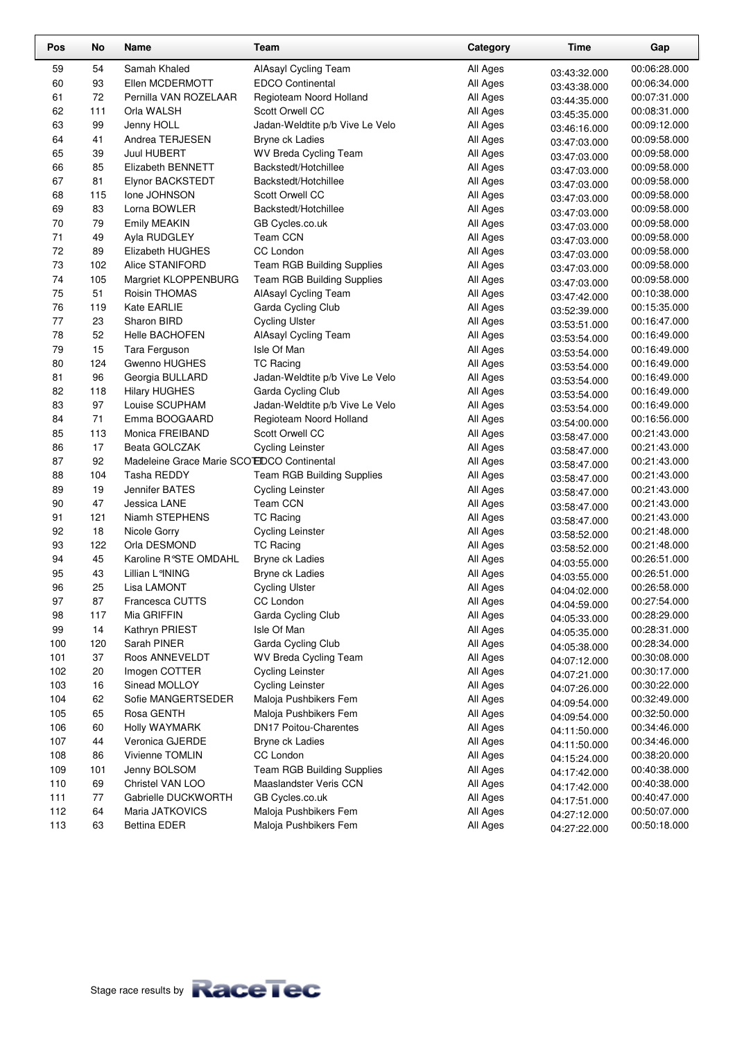| Pos | No | Name | Team | Category | Time | Gap |
|---|---|---|---|---|---|---|
| 59 | 54 | Samah Khaled | AlAsayl Cycling Team | All Ages | 03:43:32.000 | 00:06:28.000 |
| 60 | 93 | Ellen MCDERMOTT | EDCO Continental | All Ages | 03:43:38.000 | 00:06:34.000 |
| 61 | 72 | Pernilla VAN ROZELAAR | Regioteam Noord Holland | All Ages | 03:44:35.000 | 00:07:31.000 |
| 62 | 111 | Orla WALSH | Scott Orwell CC | All Ages | 03:45:35.000 | 00:08:31.000 |
| 63 | 99 | Jenny HOLL | Jadan-Weldtite p/b Vive Le Velo | All Ages | 03:46:16.000 | 00:09:12.000 |
| 64 | 41 | Andrea TERJESEN | Bryne ck Ladies | All Ages | 03:47:03.000 | 00:09:58.000 |
| 65 | 39 | Juul HUBERT | WV Breda Cycling Team | All Ages | 03:47:03.000 | 00:09:58.000 |
| 66 | 85 | Elizabeth BENNETT | Backstedt/Hotchillee | All Ages | 03:47:03.000 | 00:09:58.000 |
| 67 | 81 | Elynor BACKSTEDT | Backstedt/Hotchillee | All Ages | 03:47:03.000 | 00:09:58.000 |
| 68 | 115 | Ione JOHNSON | Scott Orwell CC | All Ages | 03:47:03.000 | 00:09:58.000 |
| 69 | 83 | Lorna BOWLER | Backstedt/Hotchillee | All Ages | 03:47:03.000 | 00:09:58.000 |
| 70 | 79 | Emily MEAKIN | GB Cycles.co.uk | All Ages | 03:47:03.000 | 00:09:58.000 |
| 71 | 49 | Ayla RUDGLEY | Team CCN | All Ages | 03:47:03.000 | 00:09:58.000 |
| 72 | 89 | Elizabeth HUGHES | CC London | All Ages | 03:47:03.000 | 00:09:58.000 |
| 73 | 102 | Alice STANIFORD | Team RGB Building Supplies | All Ages | 03:47:03.000 | 00:09:58.000 |
| 74 | 105 | Margriet KLOPPENBURG | Team RGB Building Supplies | All Ages | 03:47:03.000 | 00:09:58.000 |
| 75 | 51 | Roisin THOMAS | AlAsayl Cycling Team | All Ages | 03:47:42.000 | 00:10:38.000 |
| 76 | 119 | Kate EARLIE | Garda Cycling Club | All Ages | 03:52:39.000 | 00:15:35.000 |
| 77 | 23 | Sharon BIRD | Cycling Ulster | All Ages | 03:53:51.000 | 00:16:47.000 |
| 78 | 52 | Helle BACHOFEN | AlAsayl Cycling Team | All Ages | 03:53:54.000 | 00:16:49.000 |
| 79 | 15 | Tara Ferguson | Isle Of Man | All Ages | 03:53:54.000 | 00:16:49.000 |
| 80 | 124 | Gwenno HUGHES | TC Racing | All Ages | 03:53:54.000 | 00:16:49.000 |
| 81 | 96 | Georgia BULLARD | Jadan-Weldtite p/b Vive Le Velo | All Ages | 03:53:54.000 | 00:16:49.000 |
| 82 | 118 | Hilary HUGHES | Garda Cycling Club | All Ages | 03:53:54.000 | 00:16:49.000 |
| 83 | 97 | Louise SCUPHAM | Jadan-Weldtite p/b Vive Le Velo | All Ages | 03:53:54.000 | 00:16:49.000 |
| 84 | 71 | Emma BOOGAARD | Regioteam Noord Holland | All Ages | 03:54:00.000 | 00:16:56.000 |
| 85 | 113 | Monica FREIBAND | Scott Orwell CC | All Ages | 03:58:47.000 | 00:21:43.000 |
| 86 | 17 | Beata GOLCZAK | Cycling Leinster | All Ages | 03:58:47.000 | 00:21:43.000 |
| 87 | 92 | Madeleine Grace Marie SCOTT | EDCO Continental | All Ages | 03:58:47.000 | 00:21:43.000 |
| 88 | 104 | Tasha REDDY | Team RGB Building Supplies | All Ages | 03:58:47.000 | 00:21:43.000 |
| 89 | 19 | Jennifer BATES | Cycling Leinster | All Ages | 03:58:47.000 | 00:21:43.000 |
| 90 | 47 | Jessica LANE | Team CCN | All Ages | 03:58:47.000 | 00:21:43.000 |
| 91 | 121 | Niamh STEPHENS | TC Racing | All Ages | 03:58:47.000 | 00:21:43.000 |
| 92 | 18 | Nicole Gorry | Cycling Leinster | All Ages | 03:58:52.000 | 00:21:48.000 |
| 93 | 122 | Orla DESMOND | TC Racing | All Ages | 03:58:52.000 | 00:21:48.000 |
| 94 | 45 | Karoline R°STE OMDAHL | Bryne ck Ladies | All Ages | 04:03:55.000 | 00:26:51.000 |
| 95 | 43 | Lillian L°INING | Bryne ck Ladies | All Ages | 04:03:55.000 | 00:26:51.000 |
| 96 | 25 | Lisa LAMONT | Cycling Ulster | All Ages | 04:04:02.000 | 00:26:58.000 |
| 97 | 87 | Francesca CUTTS | CC London | All Ages | 04:04:59.000 | 00:27:54.000 |
| 98 | 117 | Mia GRIFFIN | Garda Cycling Club | All Ages | 04:05:33.000 | 00:28:29.000 |
| 99 | 14 | Kathryn PRIEST | Isle Of Man | All Ages | 04:05:35.000 | 00:28:31.000 |
| 100 | 120 | Sarah PINER | Garda Cycling Club | All Ages | 04:05:38.000 | 00:28:34.000 |
| 101 | 37 | Roos ANNEVELDT | WV Breda Cycling Team | All Ages | 04:07:12.000 | 00:30:08.000 |
| 102 | 20 | Imogen COTTER | Cycling Leinster | All Ages | 04:07:21.000 | 00:30:17.000 |
| 103 | 16 | Sinead MOLLOY | Cycling Leinster | All Ages | 04:07:26.000 | 00:30:22.000 |
| 104 | 62 | Sofie MANGERTSEDER | Maloja Pushbikers Fem | All Ages | 04:09:54.000 | 00:32:49.000 |
| 105 | 65 | Rosa GENTH | Maloja Pushbikers Fem | All Ages | 04:09:54.000 | 00:32:50.000 |
| 106 | 60 | Holly WAYMARK | DN17 Poitou-Charentes | All Ages | 04:11:50.000 | 00:34:46.000 |
| 107 | 44 | Veronica GJERDE | Bryne ck Ladies | All Ages | 04:11:50.000 | 00:34:46.000 |
| 108 | 86 | Vivienne TOMLIN | CC London | All Ages | 04:15:24.000 | 00:38:20.000 |
| 109 | 101 | Jenny BOLSOM | Team RGB Building Supplies | All Ages | 04:17:42.000 | 00:40:38.000 |
| 110 | 69 | Christel VAN LOO | Maaslandster Veris CCN | All Ages | 04:17:42.000 | 00:40:38.000 |
| 111 | 77 | Gabrielle DUCKWORTH | GB Cycles.co.uk | All Ages | 04:17:51.000 | 00:40:47.000 |
| 112 | 64 | Maria JATKOVICS | Maloja Pushbikers Fem | All Ages | 04:27:12.000 | 00:50:07.000 |
| 113 | 63 | Bettina EDER | Maloja Pushbikers Fem | All Ages | 04:27:22.000 | 00:50:18.000 |

Stage race results by RaceTec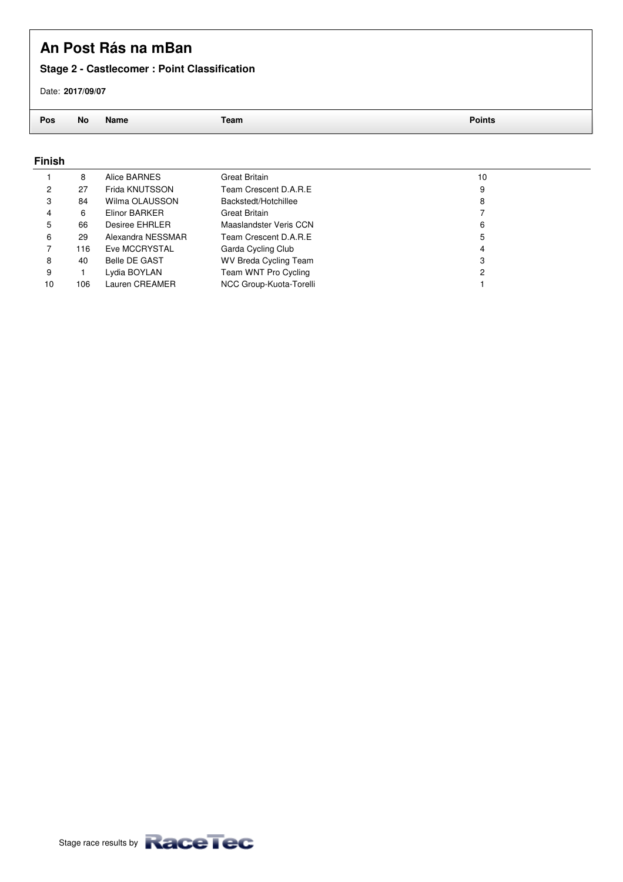# An Post Rás na mBan

**Stage 2 - Castlecomer : Point Classification**

Date: **2017/09/07**

### Finish

| Pos | No | Name | Team | Points |
|---|---|---|---|---|
| 1 | 8 | Alice BARNES | Great Britain | 10 |
| 2 | 27 | Frida KNUTSSON | Team Crescent D.A.R.E | 9 |
| 3 | 84 | Wilma OLAUSSON | Backstedt/Hotchillee | 8 |
| 4 | 6 | Elinor BARKER | Great Britain | 7 |
| 5 | 66 | Desiree EHRLER | Maaslandster Veris CCN | 6 |
| 6 | 29 | Alexandra NESSMAR | Team Crescent D.A.R.E | 5 |
| 7 | 116 | Eve MCCRYSTAL | Garda Cycling Club | 4 |
| 8 | 40 | Belle DE GAST | WV Breda Cycling Team | 3 |
| 9 | 1 | Lydia BOYLAN | Team WNT Pro Cycling | 2 |
| 10 | 106 | Lauren CREAMER | NCC Group-Kuota-Torelli | 1 |

Stage race results by RaceTec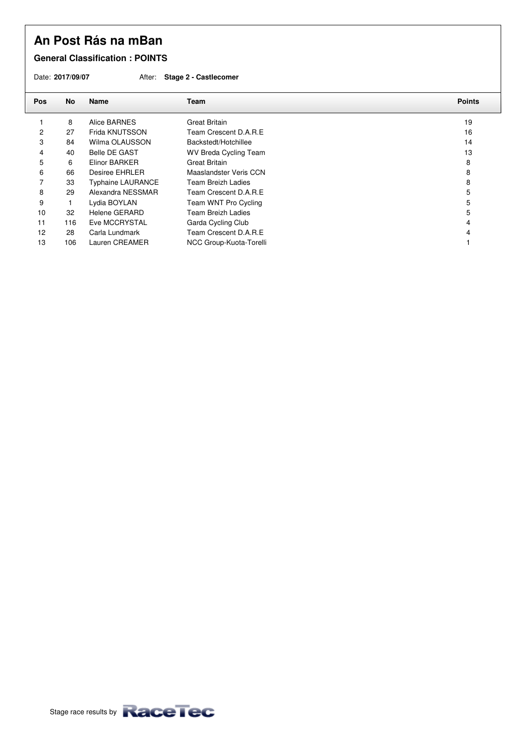# An Post Rás na mBan

## General Classification : POINTS

Date: **2017/09/07** After: **Stage 2 - Castlecomer**

| Pos | No | Name | Team | Points |
|---|---|---|---|---|
| 1 | 8 | Alice BARNES | Great Britain | 19 |
| 2 | 27 | Frida KNUTSSON | Team Crescent D.A.R.E | 16 |
| 3 | 84 | Wilma OLAUSSON | Backstedt/Hotchillee | 14 |
| 4 | 40 | Belle DE GAST | WV Breda Cycling Team | 13 |
| 5 | 6 | Elinor BARKER | Great Britain | 8 |
| 6 | 66 | Desiree EHRLER | Maaslandster Veris CCN | 8 |
| 7 | 33 | Typhaine LAURANCE | Team Breizh Ladies | 8 |
| 8 | 29 | Alexandra NESSMAR | Team Crescent D.A.R.E | 5 |
| 9 | 1 | Lydia BOYLAN | Team WNT Pro Cycling | 5 |
| 10 | 32 | Helene GERARD | Team Breizh Ladies | 5 |
| 11 | 116 | Eve MCCRYSTAL | Garda Cycling Club | 4 |
| 12 | 28 | Carla Lundmark | Team Crescent D.A.R.E | 4 |
| 13 | 106 | Lauren CREAMER | NCC Group-Kuota-Torelli | 1 |

Stage race results by RaceTec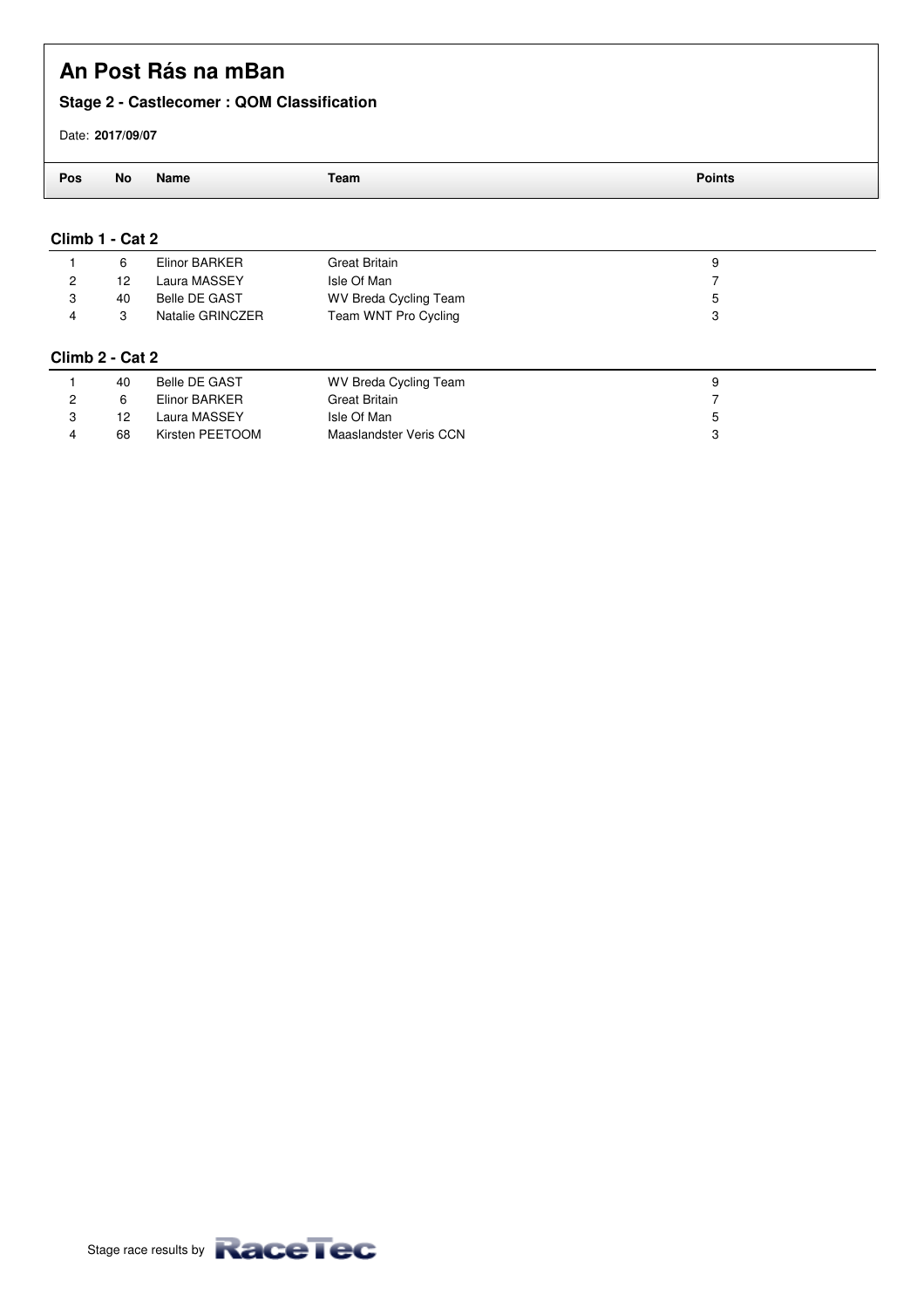# An Post Rás na mBan

## Stage 2 - Castlecomer : QOM Classification

Date: **2017/09/07**

### Climb 1 - Cat 2

| Pos | No | Name | Team | Points |
|---|---|---|---|---|
| 1 | 6 | Elinor BARKER | Great Britain | 9 |
| 2 | 12 | Laura MASSEY | Isle Of Man | 7 |
| 3 | 40 | Belle DE GAST | WV Breda Cycling Team | 5 |
| 4 | 3 | Natalie GRINCZER | Team WNT Pro Cycling | 3 |

### Climb 2 - Cat 2

| Pos | No | Name | Team | Points |
|---|---|---|---|---|
| 1 | 40 | Belle DE GAST | WV Breda Cycling Team | 9 |
| 2 | 6 | Elinor BARKER | Great Britain | 7 |
| 3 | 12 | Laura MASSEY | Isle Of Man | 5 |
| 4 | 68 | Kirsten PEETOOM | Maaslandster Veris CCN | 3 |

Stage race results by RaceTec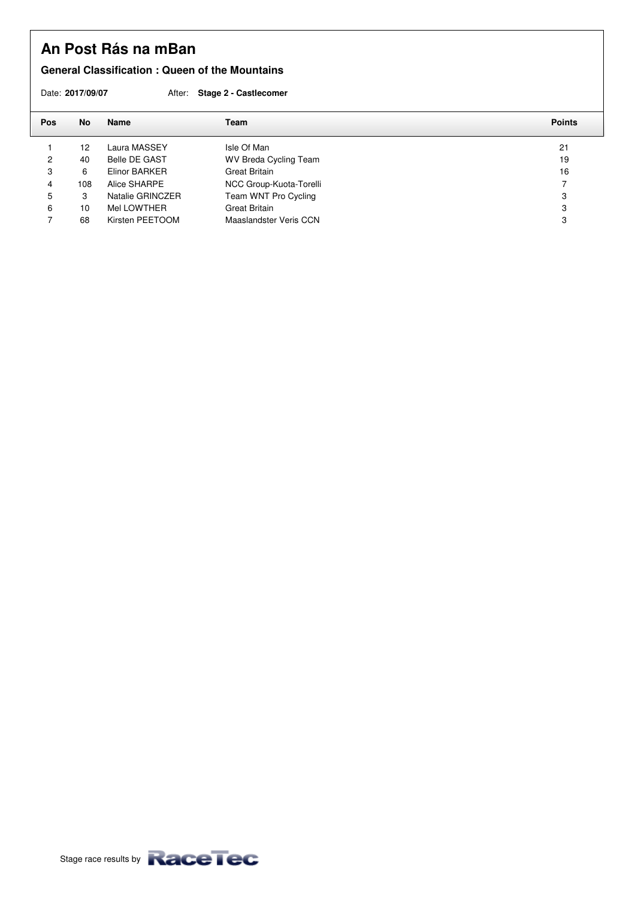# An Post Rás na mBan

**General Classification : Queen of the Mountains**

Date: **2017/09/07** After: **Stage 2 - Castlecomer**

| Pos | No | Name | Team | Points |
|---|---|---|---|---|
| 1 | 12 | Laura MASSEY | Isle Of Man | 21 |
| 2 | 40 | Belle DE GAST | WV Breda Cycling Team | 19 |
| 3 | 6 | Elinor BARKER | Great Britain | 16 |
| 4 | 108 | Alice SHARPE | NCC Group-Kuota-Torelli | 7 |
| 5 | 3 | Natalie GRINCZER | Team WNT Pro Cycling | 3 |
| 6 | 10 | Mel LOWTHER | Great Britain | 3 |
| 7 | 68 | Kirsten PEETOOM | Maaslandster Veris CCN | 3 |

Stage race results by RaceTec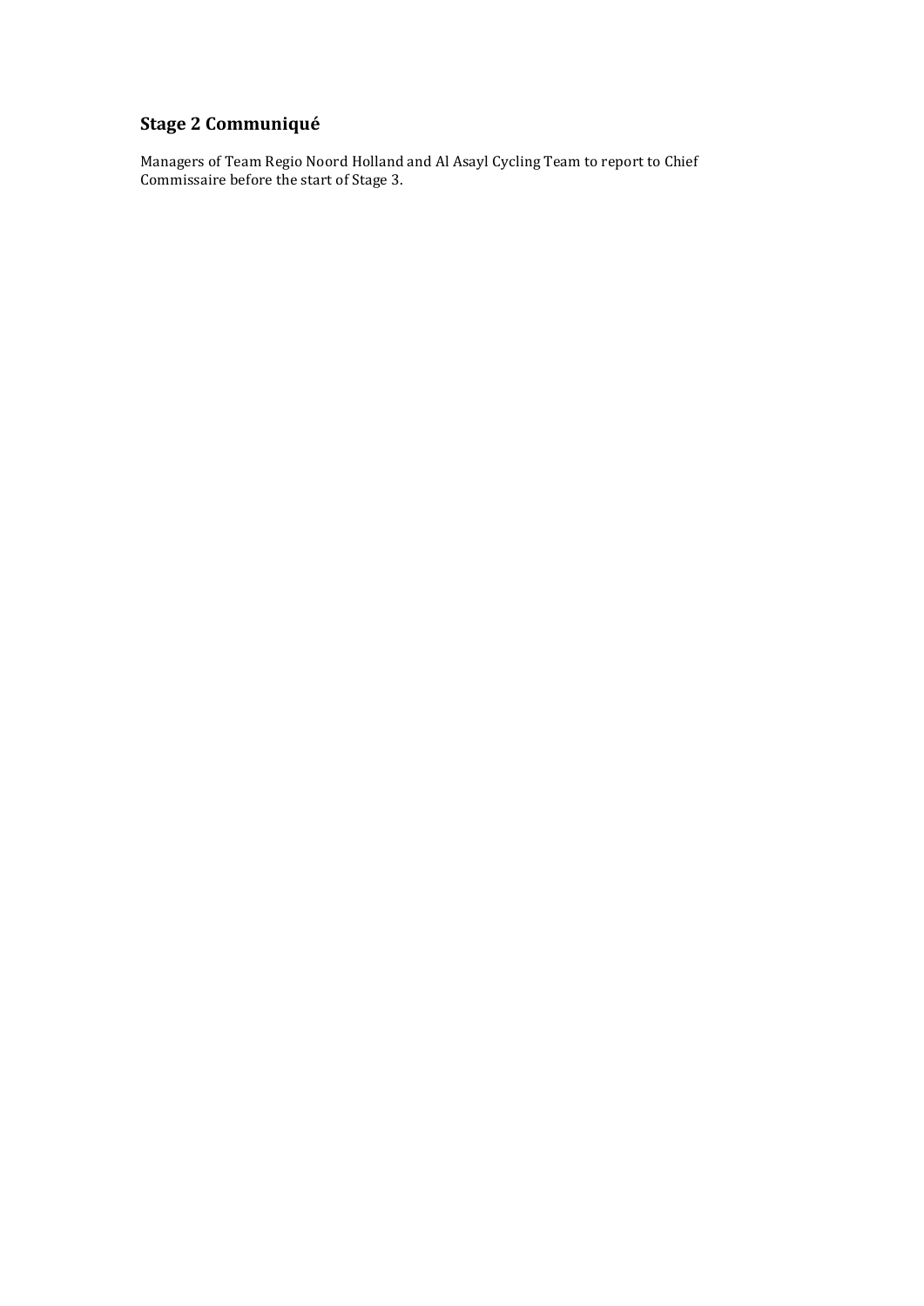## Stage 2 Communiqué

Managers of Team Regio Noord Holland and Al Asayl Cycling Team to report to Chief Commissaire before the start of Stage 3.